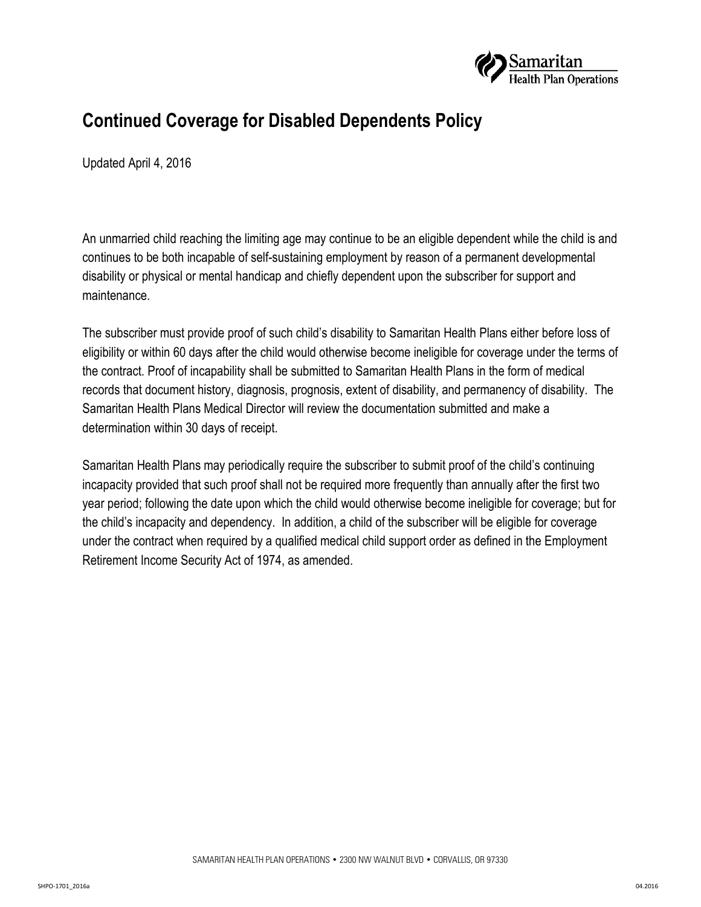# Continued Coverage for Disabled Dependents Policy

Updated April 4, 2016

An unmarried child reaching the limiting age may continue to be an eligible dependent while the child is and continues to be both incapable of self-sustaining employment by reason of a permanent developmental disability or physical or mental handicap and chiefly dependent upon the subscriber for support and maintenance.

The subscriber must provide proof of such child's disability to Samaritan Health Plans either before loss of eligibility or within 60 days after the child would otherwise become ineligible for coverage under the terms of the contract. Proof of incapability shall be submitted to Samaritan Health Plans in the form of medical records that document history, diagnosis, prognosis, extent of disability, and permanency of disability. The Samaritan Health Plans Medical Director will review the documentation submitted and make a determination within 30 days of receipt.

Samaritan Health Plans may periodically require the subscriber to submit proof of the child's continuing incapacity provided that such proof shall not be required more frequently than annually after the first two year period; following the date upon which the child would otherwise become ineligible for coverage; but for the child's incapacity and dependency. In addition, a child of the subscriber will be eligible for coverage under the contract when required by a qualified medical child support order as defined in the Employment Retirement Income Security Act of 1974, as amended.

SAMARITAN HEALTH PLAN OPERATIONS • 2300 NW WALNUT BLVD • CORVALLIS, OR 97330

SHPO-1701_2016a

04.2016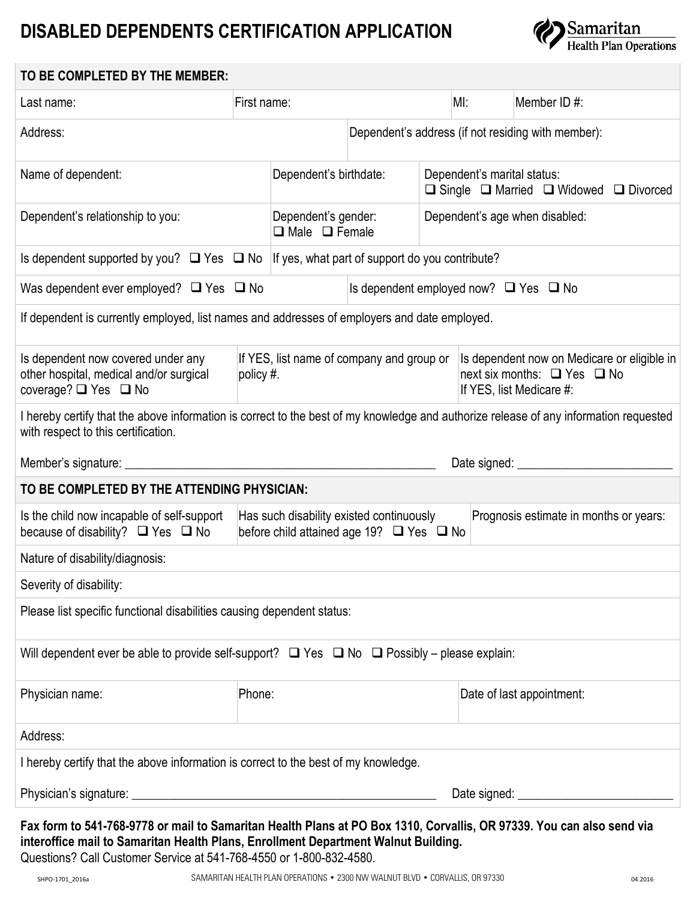# DISABLED DEPENDENTS CERTIFICATION APPLICATION

Samaritan Health Plan Operations

**TO BE COMPLETED BY THE MEMBER:**

| | | | |
|---|---|---|---|
| Last name: | First name: | MI: | Member ID #: |

| | |
|---|---|
| Address: | Dependent's address (if not residing with member): |

| | | |
|---|---|---|
| Name of dependent: | Dependent's birthdate: | Dependent's marital status: ❑ Single ❑ Married ❑ Widowed ❑ Divorced |
| Dependent's relationship to you: | Dependent's gender: ❑ Male ❑ Female | Dependent's age when disabled: |

| | |
|---|---|
| Is dependent supported by you? ❑ Yes ❑ No | If yes, what part of support do you contribute? |
| Was dependent ever employed? ❑ Yes ❑ No | Is dependent employed now? ❑ Yes ❑ No |

If dependent is currently employed, list names and addresses of employers and date employed.

| | | |
|---|---|---|
| Is dependent now covered under any other hospital, medical and/or surgical coverage? ❑ Yes ❑ No | If YES, list name of company and group or policy #. | Is dependent now on Medicare or eligible in next six months: ❑ Yes ❑ No If YES, list Medicare #: |

I hereby certify that the above information is correct to the best of my knowledge and authorize release of any information requested with respect to this certification.

Member's signature: ___________________________________________ Date signed: _______________________

**TO BE COMPLETED BY THE ATTENDING PHYSICIAN:**

| | | |
|---|---|---|
| Is the child now incapable of self-support because of disability? ❑ Yes ❑ No | Has such disability existed continuously before child attained age 19? ❑ Yes ❑ No | Prognosis estimate in months or years: |

Nature of disability/diagnosis:

Severity of disability:

Please list specific functional disabilities causing dependent status:

Will dependent ever be able to provide self-support? ❑ Yes ❑ No ❑ Possibly – please explain:

| | | |
|---|---|---|
| Physician name: | Phone: | Date of last appointment: |

Address:

I hereby certify that the above information is correct to the best of my knowledge.

Physician's signature: ___________________________________________ Date signed: _______________________

**Fax form to 541-768-9778 or mail to Samaritan Health Plans at PO Box 1310, Corvallis, OR 97339. You can also send via interoffice mail to Samaritan Health Plans, Enrollment Department Walnut Building.**
Questions? Call Customer Service at 541-768-4550 or 1-800-832-4580.

SHPO-1701_2016a SAMARITAN HEALTH PLAN OPERATIONS • 2300 NW WALNUT BLVD • CORVALLIS, OR 97330 04.2016